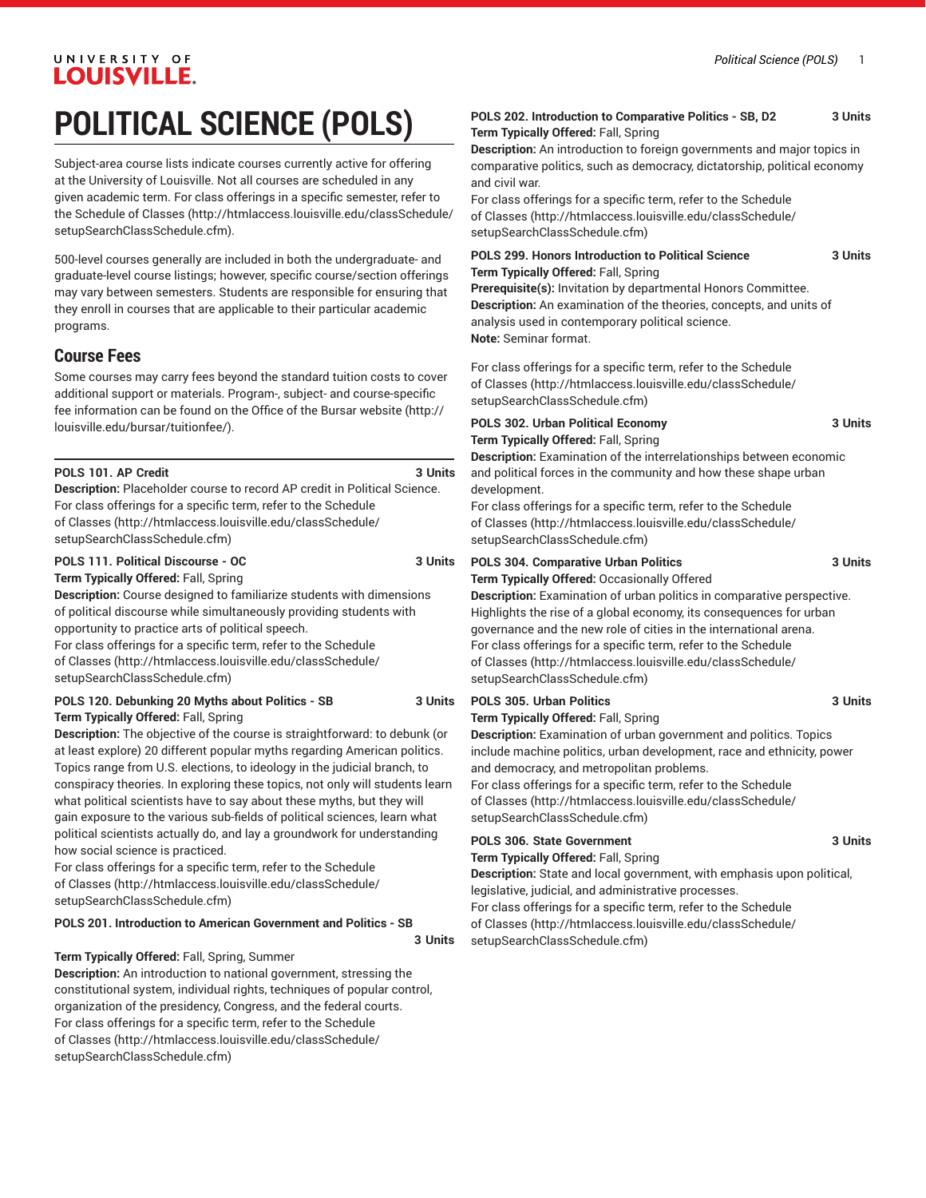# POLITICAL SCIENCE (POLS)

Subject-area course lists indicate courses currently active for offering at the University of Louisville. Not all courses are scheduled in any given academic term. For class offerings in a specific semester, refer to the Schedule of Classes (http://htmlaccess.louisville.edu/classSchedule/setupSearchClassSchedule.cfm).

500-level courses generally are included in both the undergraduate- and graduate-level course listings; however, specific course/section offerings may vary between semesters. Students are responsible for ensuring that they enroll in courses that are applicable to their particular academic programs.

## Course Fees

Some courses may carry fees beyond the standard tuition costs to cover additional support or materials. Program-, subject- and course-specific fee information can be found on the Office of the Bursar website (http://louisville.edu/bursar/tuitionfee/).

---

**POLS 101. AP Credit** **3 Units**
**Description:** Placeholder course to record AP credit in Political Science.
For class offerings for a specific term, refer to the Schedule of Classes (http://htmlaccess.louisville.edu/classSchedule/setupSearchClassSchedule.cfm)

**POLS 111. Political Discourse - OC** **3 Units**
**Term Typically Offered:** Fall, Spring
**Description:** Course designed to familiarize students with dimensions of political discourse while simultaneously providing students with opportunity to practice arts of political speech.
For class offerings for a specific term, refer to the Schedule of Classes (http://htmlaccess.louisville.edu/classSchedule/setupSearchClassSchedule.cfm)

**POLS 120. Debunking 20 Myths about Politics - SB** **3 Units**
**Term Typically Offered:** Fall, Spring
**Description:** The objective of the course is straightforward: to debunk (or at least explore) 20 different popular myths regarding American politics. Topics range from U.S. elections, to ideology in the judicial branch, to conspiracy theories. In exploring these topics, not only will students learn what political scientists have to say about these myths, but they will gain exposure to the various sub-fields of political sciences, learn what political scientists actually do, and lay a groundwork for understanding how social science is practiced.
For class offerings for a specific term, refer to the Schedule of Classes (http://htmlaccess.louisville.edu/classSchedule/setupSearchClassSchedule.cfm)

**POLS 201. Introduction to American Government and Politics - SB** **3 Units**
**Term Typically Offered:** Fall, Spring, Summer
**Description:** An introduction to national government, stressing the constitutional system, individual rights, techniques of popular control, organization of the presidency, Congress, and the federal courts.
For class offerings for a specific term, refer to the Schedule of Classes (http://htmlaccess.louisville.edu/classSchedule/setupSearchClassSchedule.cfm)

**POLS 202. Introduction to Comparative Politics - SB, D2** **3 Units**
**Term Typically Offered:** Fall, Spring
**Description:** An introduction to foreign governments and major topics in comparative politics, such as democracy, dictatorship, political economy and civil war.
For class offerings for a specific term, refer to the Schedule of Classes (http://htmlaccess.louisville.edu/classSchedule/setupSearchClassSchedule.cfm)

**POLS 299. Honors Introduction to Political Science** **3 Units**
**Term Typically Offered:** Fall, Spring
**Prerequisite(s):** Invitation by departmental Honors Committee.
**Description:** An examination of the theories, concepts, and units of analysis used in contemporary political science.
**Note:** Seminar format.

For class offerings for a specific term, refer to the Schedule of Classes (http://htmlaccess.louisville.edu/classSchedule/setupSearchClassSchedule.cfm)

**POLS 302. Urban Political Economy** **3 Units**
**Term Typically Offered:** Fall, Spring
**Description:** Examination of the interrelationships between economic and political forces in the community and how these shape urban development.
For class offerings for a specific term, refer to the Schedule of Classes (http://htmlaccess.louisville.edu/classSchedule/setupSearchClassSchedule.cfm)

**POLS 304. Comparative Urban Politics** **3 Units**
**Term Typically Offered:** Occasionally Offered
**Description:** Examination of urban politics in comparative perspective. Highlights the rise of a global economy, its consequences for urban governance and the new role of cities in the international arena.
For class offerings for a specific term, refer to the Schedule of Classes (http://htmlaccess.louisville.edu/classSchedule/setupSearchClassSchedule.cfm)

**POLS 305. Urban Politics** **3 Units**
**Term Typically Offered:** Fall, Spring
**Description:** Examination of urban government and politics. Topics include machine politics, urban development, race and ethnicity, power and democracy, and metropolitan problems.
For class offerings for a specific term, refer to the Schedule of Classes (http://htmlaccess.louisville.edu/classSchedule/setupSearchClassSchedule.cfm)

**POLS 306. State Government** **3 Units**
**Term Typically Offered:** Fall, Spring
**Description:** State and local government, with emphasis upon political, legislative, judicial, and administrative processes.
For class offerings for a specific term, refer to the Schedule of Classes (http://htmlaccess.louisville.edu/classSchedule/setupSearchClassSchedule.cfm)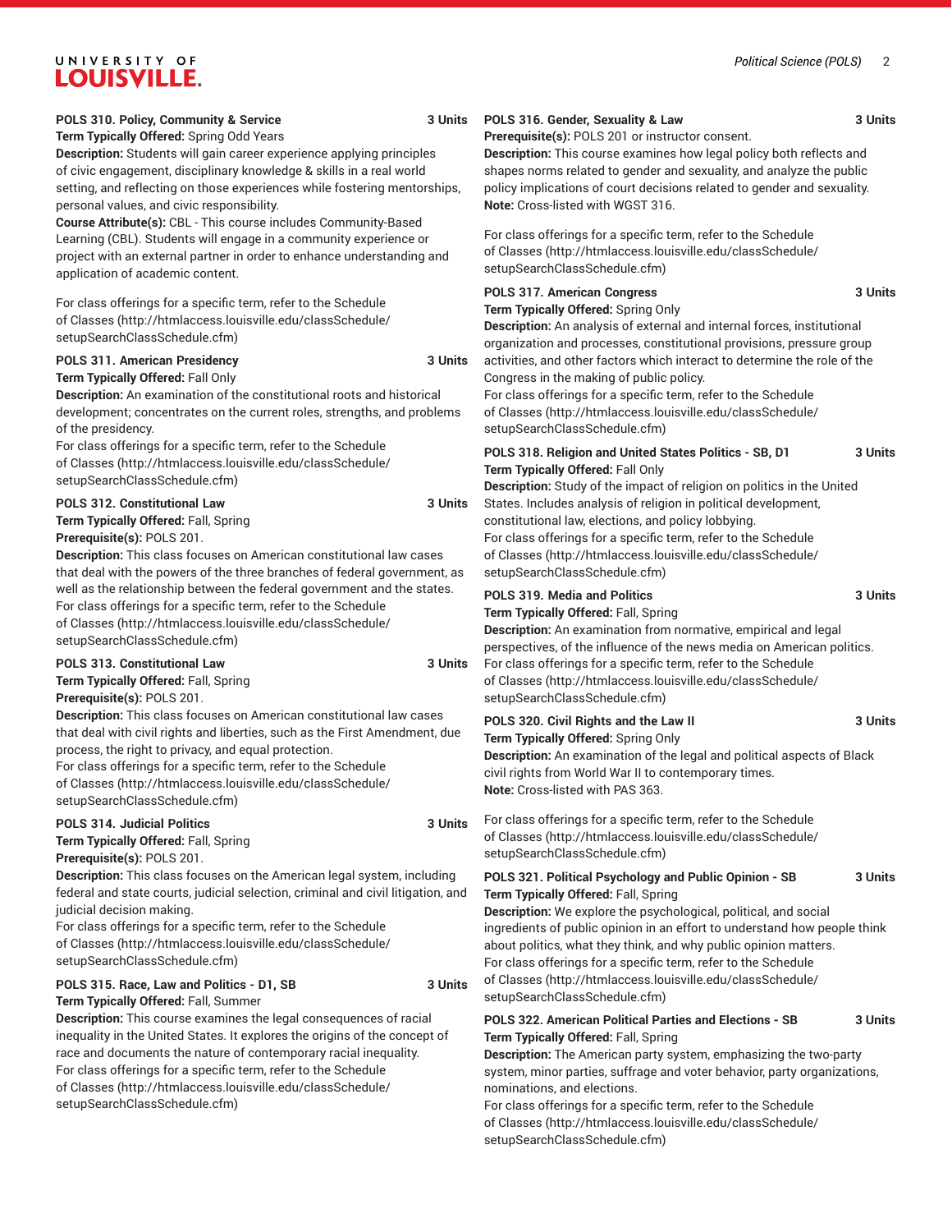**POLS 310. Policy, Community & Service** 3 Units
**Term Typically Offered:** Spring Odd Years
**Description:** Students will gain career experience applying principles of civic engagement, disciplinary knowledge & skills in a real world setting, and reflecting on those experiences while fostering mentorships, personal values, and civic responsibility.
**Course Attribute(s):** CBL - This course includes Community-Based Learning (CBL). Students will engage in a community experience or project with an external partner in order to enhance understanding and application of academic content.

For class offerings for a specific term, refer to the Schedule of Classes (http://htmlaccess.louisville.edu/classSchedule/setupSearchClassSchedule.cfm)

**POLS 311. American Presidency** 3 Units
**Term Typically Offered:** Fall Only
**Description:** An examination of the constitutional roots and historical development; concentrates on the current roles, strengths, and problems of the presidency.
For class offerings for a specific term, refer to the Schedule of Classes (http://htmlaccess.louisville.edu/classSchedule/setupSearchClassSchedule.cfm)

**POLS 312. Constitutional Law** 3 Units
**Term Typically Offered:** Fall, Spring
**Prerequisite(s):** POLS 201.
**Description:** This class focuses on American constitutional law cases that deal with the powers of the three branches of federal government, as well as the relationship between the federal government and the states.
For class offerings for a specific term, refer to the Schedule of Classes (http://htmlaccess.louisville.edu/classSchedule/setupSearchClassSchedule.cfm)

**POLS 313. Constitutional Law** 3 Units
**Term Typically Offered:** Fall, Spring
**Prerequisite(s):** POLS 201.
**Description:** This class focuses on American constitutional law cases that deal with civil rights and liberties, such as the First Amendment, due process, the right to privacy, and equal protection.
For class offerings for a specific term, refer to the Schedule of Classes (http://htmlaccess.louisville.edu/classSchedule/setupSearchClassSchedule.cfm)

**POLS 314. Judicial Politics** 3 Units
**Term Typically Offered:** Fall, Spring
**Prerequisite(s):** POLS 201.
**Description:** This class focuses on the American legal system, including federal and state courts, judicial selection, criminal and civil litigation, and judicial decision making.
For class offerings for a specific term, refer to the Schedule of Classes (http://htmlaccess.louisville.edu/classSchedule/setupSearchClassSchedule.cfm)

**POLS 315. Race, Law and Politics - D1, SB** 3 Units
**Term Typically Offered:** Fall, Summer
**Description:** This course examines the legal consequences of racial inequality in the United States. It explores the origins of the concept of race and documents the nature of contemporary racial inequality.
For class offerings for a specific term, refer to the Schedule of Classes (http://htmlaccess.louisville.edu/classSchedule/setupSearchClassSchedule.cfm)

**POLS 316. Gender, Sexuality & Law** 3 Units
**Prerequisite(s):** POLS 201 or instructor consent.
**Description:** This course examines how legal policy both reflects and shapes norms related to gender and sexuality, and analyze the public policy implications of court decisions related to gender and sexuality.
**Note:** Cross-listed with WGST 316.

For class offerings for a specific term, refer to the Schedule of Classes (http://htmlaccess.louisville.edu/classSchedule/setupSearchClassSchedule.cfm)

**POLS 317. American Congress** 3 Units
**Term Typically Offered:** Spring Only
**Description:** An analysis of external and internal forces, institutional organization and processes, constitutional provisions, pressure group activities, and other factors which interact to determine the role of the Congress in the making of public policy.
For class offerings for a specific term, refer to the Schedule of Classes (http://htmlaccess.louisville.edu/classSchedule/setupSearchClassSchedule.cfm)

**POLS 318. Religion and United States Politics - SB, D1** 3 Units
**Term Typically Offered:** Fall Only
**Description:** Study of the impact of religion on politics in the United States. Includes analysis of religion in political development, constitutional law, elections, and policy lobbying.
For class offerings for a specific term, refer to the Schedule of Classes (http://htmlaccess.louisville.edu/classSchedule/setupSearchClassSchedule.cfm)

**POLS 319. Media and Politics** 3 Units
**Term Typically Offered:** Fall, Spring
**Description:** An examination from normative, empirical and legal perspectives, of the influence of the news media on American politics.
For class offerings for a specific term, refer to the Schedule of Classes (http://htmlaccess.louisville.edu/classSchedule/setupSearchClassSchedule.cfm)

**POLS 320. Civil Rights and the Law II** 3 Units
**Term Typically Offered:** Spring Only
**Description:** An examination of the legal and political aspects of Black civil rights from World War II to contemporary times.
**Note:** Cross-listed with PAS 363.

For class offerings for a specific term, refer to the Schedule of Classes (http://htmlaccess.louisville.edu/classSchedule/setupSearchClassSchedule.cfm)

**POLS 321. Political Psychology and Public Opinion - SB** 3 Units
**Term Typically Offered:** Fall, Spring
**Description:** We explore the psychological, political, and social ingredients of public opinion in an effort to understand how people think about politics, what they think, and why public opinion matters.
For class offerings for a specific term, refer to the Schedule of Classes (http://htmlaccess.louisville.edu/classSchedule/setupSearchClassSchedule.cfm)

**POLS 322. American Political Parties and Elections - SB** 3 Units
**Term Typically Offered:** Fall, Spring
**Description:** The American party system, emphasizing the two-party system, minor parties, suffrage and voter behavior, party organizations, nominations, and elections.
For class offerings for a specific term, refer to the Schedule of Classes (http://htmlaccess.louisville.edu/classSchedule/setupSearchClassSchedule.cfm)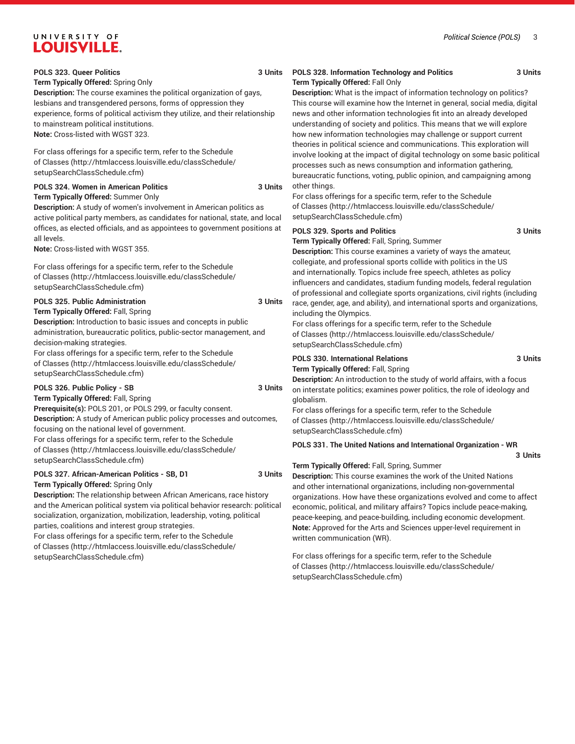**POLS 323. Queer Politics** **3 Units**

**Term Typically Offered:** Spring Only

**Description:** The course examines the political organization of gays, lesbians and transgendered persons, forms of oppression they experience, forms of political activism they utilize, and their relationship to mainstream political institutions.

**Note:** Cross-listed with WGST 323.

For class offerings for a specific term, refer to the Schedule of Classes (http://htmlaccess.louisville.edu/classSchedule/setupSearchClassSchedule.cfm)

**POLS 324. Women in American Politics** **3 Units**

**Term Typically Offered:** Summer Only

**Description:** A study of women's involvement in American politics as active political party members, as candidates for national, state, and local offices, as elected officials, and as appointees to government positions at all levels.

**Note:** Cross-listed with WGST 355.

For class offerings for a specific term, refer to the Schedule of Classes (http://htmlaccess.louisville.edu/classSchedule/setupSearchClassSchedule.cfm)

**POLS 325. Public Administration** **3 Units**

**Term Typically Offered:** Fall, Spring

**Description:** Introduction to basic issues and concepts in public administration, bureaucratic politics, public-sector management, and decision-making strategies.

For class offerings for a specific term, refer to the Schedule of Classes (http://htmlaccess.louisville.edu/classSchedule/setupSearchClassSchedule.cfm)

**POLS 326. Public Policy - SB** **3 Units**

**Term Typically Offered:** Fall, Spring

**Prerequisite(s):** POLS 201, or POLS 299, or faculty consent.

**Description:** A study of American public policy processes and outcomes, focusing on the national level of government.

For class offerings for a specific term, refer to the Schedule of Classes (http://htmlaccess.louisville.edu/classSchedule/setupSearchClassSchedule.cfm)

**POLS 327. African-American Politics - SB, D1** **3 Units**

**Term Typically Offered:** Spring Only

**Description:** The relationship between African Americans, race history and the American political system via political behavior research: political socialization, organization, mobilization, leadership, voting, political parties, coalitions and interest group strategies.

For class offerings for a specific term, refer to the Schedule of Classes (http://htmlaccess.louisville.edu/classSchedule/setupSearchClassSchedule.cfm)

**POLS 328. Information Technology and Politics** **3 Units**

**Term Typically Offered:** Fall Only

**Description:** What is the impact of information technology on politics? This course will examine how the Internet in general, social media, digital news and other information technologies fit into an already developed understanding of society and politics. This means that we will explore how new information technologies may challenge or support current theories in political science and communications. This exploration will involve looking at the impact of digital technology on some basic political processes such as news consumption and information gathering, bureaucratic functions, voting, public opinion, and campaigning among other things.

For class offerings for a specific term, refer to the Schedule of Classes (http://htmlaccess.louisville.edu/classSchedule/setupSearchClassSchedule.cfm)

**POLS 329. Sports and Politics** **3 Units**

**Term Typically Offered:** Fall, Spring, Summer

**Description:** This course examines a variety of ways the amateur, collegiate, and professional sports collide with politics in the US and internationally. Topics include free speech, athletes as policy influencers and candidates, stadium funding models, federal regulation of professional and collegiate sports organizations, civil rights (including race, gender, age, and ability), and international sports and organizations, including the Olympics.

For class offerings for a specific term, refer to the Schedule of Classes (http://htmlaccess.louisville.edu/classSchedule/setupSearchClassSchedule.cfm)

**POLS 330. International Relations** **3 Units**

**Term Typically Offered:** Fall, Spring

**Description:** An introduction to the study of world affairs, with a focus on interstate politics; examines power politics, the role of ideology and globalism.

For class offerings for a specific term, refer to the Schedule of Classes (http://htmlaccess.louisville.edu/classSchedule/setupSearchClassSchedule.cfm)

**POLS 331. The United Nations and International Organization - WR** **3 Units**

**Term Typically Offered:** Fall, Spring, Summer

**Description:** This course examines the work of the United Nations and other international organizations, including non-governmental organizations. How have these organizations evolved and come to affect economic, political, and military affairs? Topics include peace-making, peace-keeping, and peace-building, including economic development.

**Note:** Approved for the Arts and Sciences upper-level requirement in written communication (WR).

For class offerings for a specific term, refer to the Schedule of Classes (http://htmlaccess.louisville.edu/classSchedule/setupSearchClassSchedule.cfm)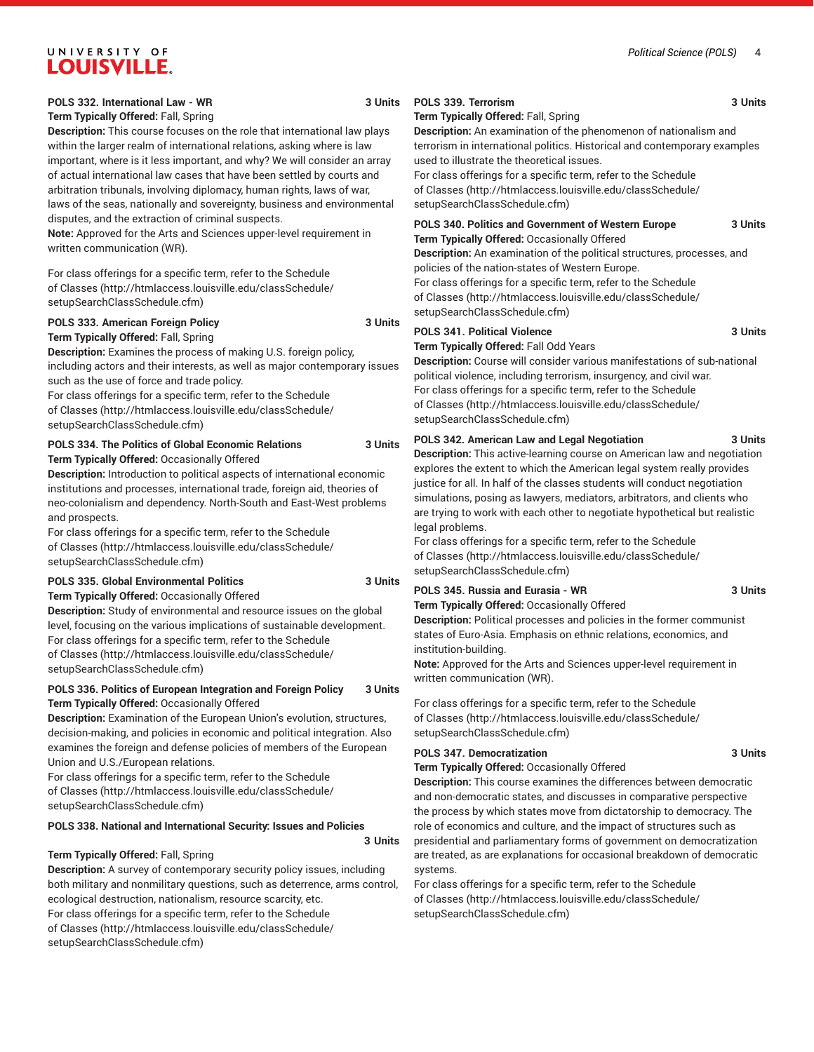#### POLS 332. International Law - WR 3 Units

**Term Typically Offered:** Fall, Spring

**Description:** This course focuses on the role that international law plays within the larger realm of international relations, asking where is law important, where is it less important, and why? We will consider an array of actual international law cases that have been settled by courts and arbitration tribunals, involving diplomacy, human rights, laws of war, laws of the seas, nationally and sovereignty, business and environmental disputes, and the extraction of criminal suspects.

**Note:** Approved for the Arts and Sciences upper-level requirement in written communication (WR).

For class offerings for a specific term, refer to the Schedule of Classes (http://htmlaccess.louisville.edu/classSchedule/setupSearchClassSchedule.cfm)

#### POLS 333. American Foreign Policy 3 Units

**Term Typically Offered:** Fall, Spring

**Description:** Examines the process of making U.S. foreign policy, including actors and their interests, as well as major contemporary issues such as the use of force and trade policy.

For class offerings for a specific term, refer to the Schedule of Classes (http://htmlaccess.louisville.edu/classSchedule/setupSearchClassSchedule.cfm)

#### POLS 334. The Politics of Global Economic Relations 3 Units

**Term Typically Offered:** Occasionally Offered

**Description:** Introduction to political aspects of international economic institutions and processes, international trade, foreign aid, theories of neo-colonialism and dependency. North-South and East-West problems and prospects.

For class offerings for a specific term, refer to the Schedule of Classes (http://htmlaccess.louisville.edu/classSchedule/setupSearchClassSchedule.cfm)

#### POLS 335. Global Environmental Politics 3 Units

**Term Typically Offered:** Occasionally Offered

**Description:** Study of environmental and resource issues on the global level, focusing on the various implications of sustainable development.

For class offerings for a specific term, refer to the Schedule of Classes (http://htmlaccess.louisville.edu/classSchedule/setupSearchClassSchedule.cfm)

#### POLS 336. Politics of European Integration and Foreign Policy 3 Units

**Term Typically Offered:** Occasionally Offered

**Description:** Examination of the European Union's evolution, structures, decision-making, and policies in economic and political integration. Also examines the foreign and defense policies of members of the European Union and U.S./European relations.

For class offerings for a specific term, refer to the Schedule of Classes (http://htmlaccess.louisville.edu/classSchedule/setupSearchClassSchedule.cfm)

#### POLS 338. National and International Security: Issues and Policies 3 Units

**Term Typically Offered:** Fall, Spring

**Description:** A survey of contemporary security policy issues, including both military and nonmilitary questions, such as deterrence, arms control, ecological destruction, nationalism, resource scarcity, etc.

For class offerings for a specific term, refer to the Schedule of Classes (http://htmlaccess.louisville.edu/classSchedule/setupSearchClassSchedule.cfm)

#### POLS 339. Terrorism 3 Units

**Term Typically Offered:** Fall, Spring

**Description:** An examination of the phenomenon of nationalism and terrorism in international politics. Historical and contemporary examples used to illustrate the theoretical issues.

For class offerings for a specific term, refer to the Schedule of Classes (http://htmlaccess.louisville.edu/classSchedule/setupSearchClassSchedule.cfm)

#### POLS 340. Politics and Government of Western Europe 3 Units

**Term Typically Offered:** Occasionally Offered

**Description:** An examination of the political structures, processes, and policies of the nation-states of Western Europe.

For class offerings for a specific term, refer to the Schedule of Classes (http://htmlaccess.louisville.edu/classSchedule/setupSearchClassSchedule.cfm)

#### POLS 341. Political Violence 3 Units

**Term Typically Offered:** Fall Odd Years

**Description:** Course will consider various manifestations of sub-national political violence, including terrorism, insurgency, and civil war.

For class offerings for a specific term, refer to the Schedule of Classes (http://htmlaccess.louisville.edu/classSchedule/setupSearchClassSchedule.cfm)

#### POLS 342. American Law and Legal Negotiation 3 Units

**Description:** This active-learning course on American law and negotiation explores the extent to which the American legal system really provides justice for all. In half of the classes students will conduct negotiation simulations, posing as lawyers, mediators, arbitrators, and clients who are trying to work with each other to negotiate hypothetical but realistic legal problems.

For class offerings for a specific term, refer to the Schedule of Classes (http://htmlaccess.louisville.edu/classSchedule/setupSearchClassSchedule.cfm)

#### POLS 345. Russia and Eurasia - WR 3 Units

**Term Typically Offered:** Occasionally Offered

**Description:** Political processes and policies in the former communist states of Euro-Asia. Emphasis on ethnic relations, economics, and institution-building.

**Note:** Approved for the Arts and Sciences upper-level requirement in written communication (WR).

For class offerings for a specific term, refer to the Schedule of Classes (http://htmlaccess.louisville.edu/classSchedule/setupSearchClassSchedule.cfm)

#### POLS 347. Democratization 3 Units

**Term Typically Offered:** Occasionally Offered

**Description:** This course examines the differences between democratic and non-democratic states, and discusses in comparative perspective the process by which states move from dictatorship to democracy. The role of economics and culture, and the impact of structures such as presidential and parliamentary forms of government on democratization are treated, as are explanations for occasional breakdown of democratic systems.

For class offerings for a specific term, refer to the Schedule of Classes (http://htmlaccess.louisville.edu/classSchedule/setupSearchClassSchedule.cfm)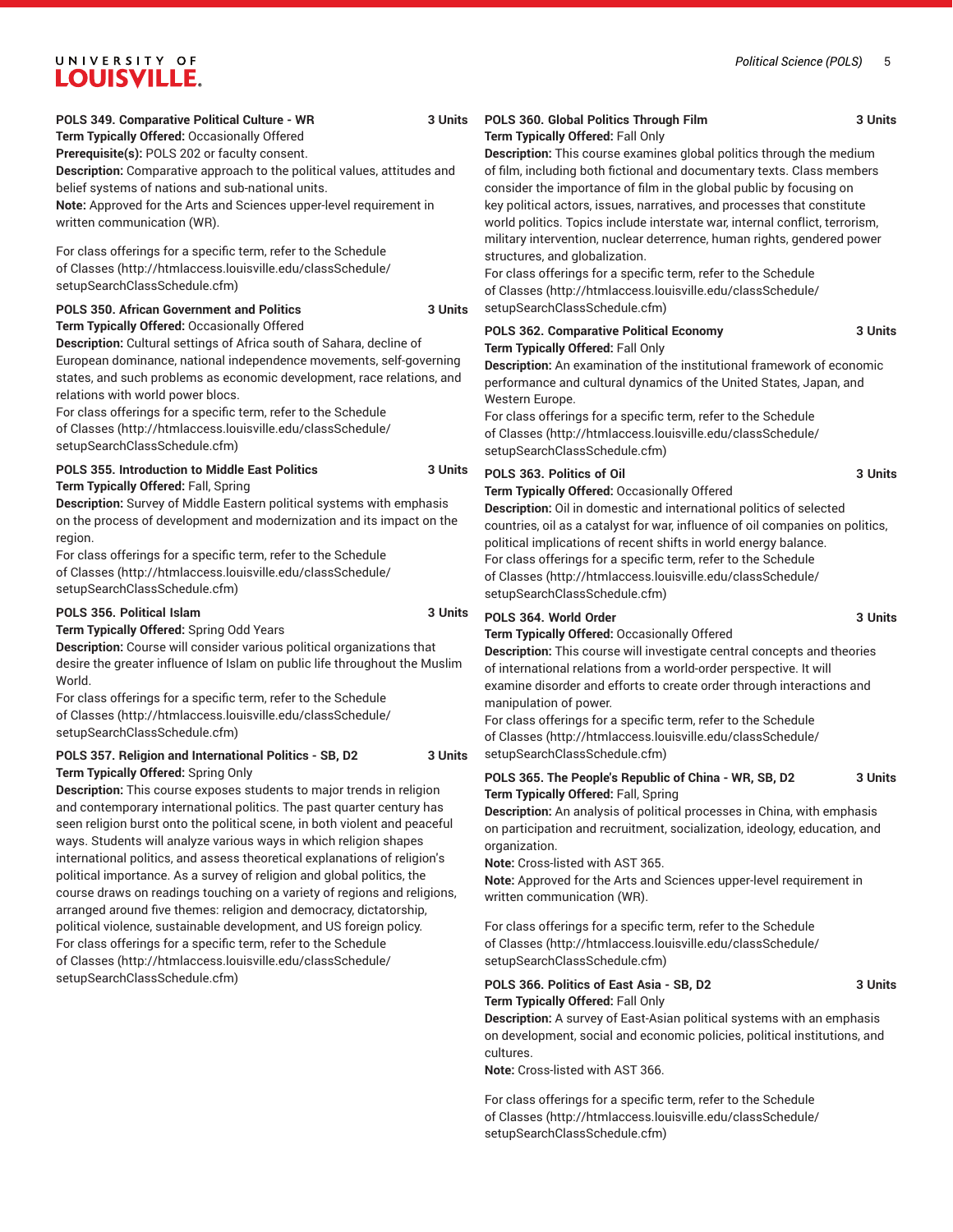**POLS 349. Comparative Political Culture - WR** 3 Units

**Term Typically Offered:** Occasionally Offered

**Prerequisite(s):** POLS 202 or faculty consent.

**Description:** Comparative approach to the political values, attitudes and belief systems of nations and sub-national units.

**Note:** Approved for the Arts and Sciences upper-level requirement in written communication (WR).

For class offerings for a specific term, refer to the Schedule of Classes (http://htmlaccess.louisville.edu/classSchedule/setupSearchClassSchedule.cfm)

**POLS 350. African Government and Politics** 3 Units

**Term Typically Offered:** Occasionally Offered

**Description:** Cultural settings of Africa south of Sahara, decline of European dominance, national independence movements, self-governing states, and such problems as economic development, race relations, and relations with world power blocs.

For class offerings for a specific term, refer to the Schedule of Classes (http://htmlaccess.louisville.edu/classSchedule/setupSearchClassSchedule.cfm)

**POLS 355. Introduction to Middle East Politics** 3 Units

**Term Typically Offered:** Fall, Spring

**Description:** Survey of Middle Eastern political systems with emphasis on the process of development and modernization and its impact on the region.

For class offerings for a specific term, refer to the Schedule of Classes (http://htmlaccess.louisville.edu/classSchedule/setupSearchClassSchedule.cfm)

**POLS 356. Political Islam** 3 Units

**Term Typically Offered:** Spring Odd Years

**Description:** Course will consider various political organizations that desire the greater influence of Islam on public life throughout the Muslim World.

For class offerings for a specific term, refer to the Schedule of Classes (http://htmlaccess.louisville.edu/classSchedule/setupSearchClassSchedule.cfm)

**POLS 357. Religion and International Politics - SB, D2** 3 Units

**Term Typically Offered:** Spring Only

**Description:** This course exposes students to major trends in religion and contemporary international politics. The past quarter century has seen religion burst onto the political scene, in both violent and peaceful ways. Students will analyze various ways in which religion shapes international politics, and assess theoretical explanations of religion's political importance. As a survey of religion and global politics, the course draws on readings touching on a variety of regions and religions, arranged around five themes: religion and democracy, dictatorship, political violence, sustainable development, and US foreign policy.

For class offerings for a specific term, refer to the Schedule of Classes (http://htmlaccess.louisville.edu/classSchedule/setupSearchClassSchedule.cfm)

**POLS 360. Global Politics Through Film** 3 Units

**Term Typically Offered:** Fall Only

**Description:** This course examines global politics through the medium of film, including both fictional and documentary texts. Class members consider the importance of film in the global public by focusing on key political actors, issues, narratives, and processes that constitute world politics. Topics include interstate war, internal conflict, terrorism, military intervention, nuclear deterrence, human rights, gendered power structures, and globalization.

For class offerings for a specific term, refer to the Schedule of Classes (http://htmlaccess.louisville.edu/classSchedule/setupSearchClassSchedule.cfm)

**POLS 362. Comparative Political Economy** 3 Units

**Term Typically Offered:** Fall Only

**Description:** An examination of the institutional framework of economic performance and cultural dynamics of the United States, Japan, and Western Europe.

For class offerings for a specific term, refer to the Schedule of Classes (http://htmlaccess.louisville.edu/classSchedule/setupSearchClassSchedule.cfm)

**POLS 363. Politics of Oil** 3 Units

**Term Typically Offered:** Occasionally Offered

**Description:** Oil in domestic and international politics of selected countries, oil as a catalyst for war, influence of oil companies on politics, political implications of recent shifts in world energy balance.

For class offerings for a specific term, refer to the Schedule of Classes (http://htmlaccess.louisville.edu/classSchedule/setupSearchClassSchedule.cfm)

**POLS 364. World Order** 3 Units

**Term Typically Offered:** Occasionally Offered

**Description:** This course will investigate central concepts and theories of international relations from a world-order perspective. It will examine disorder and efforts to create order through interactions and manipulation of power.

For class offerings for a specific term, refer to the Schedule of Classes (http://htmlaccess.louisville.edu/classSchedule/setupSearchClassSchedule.cfm)

**POLS 365. The People's Republic of China - WR, SB, D2** 3 Units

**Term Typically Offered:** Fall, Spring

**Description:** An analysis of political processes in China, with emphasis on participation and recruitment, socialization, ideology, education, and organization.

**Note:** Cross-listed with AST 365.

**Note:** Approved for the Arts and Sciences upper-level requirement in written communication (WR).

For class offerings for a specific term, refer to the Schedule of Classes (http://htmlaccess.louisville.edu/classSchedule/setupSearchClassSchedule.cfm)

**POLS 366. Politics of East Asia - SB, D2** 3 Units

**Term Typically Offered:** Fall Only

**Description:** A survey of East-Asian political systems with an emphasis on development, social and economic policies, political institutions, and cultures.

**Note:** Cross-listed with AST 366.

For class offerings for a specific term, refer to the Schedule of Classes (http://htmlaccess.louisville.edu/classSchedule/setupSearchClassSchedule.cfm)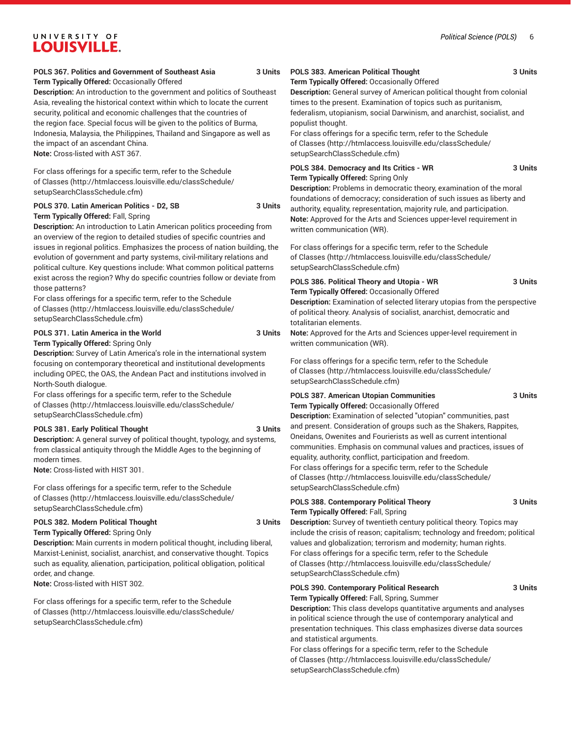**POLS 367. Politics and Government of Southeast Asia 3 Units**

**Term Typically Offered:** Occasionally Offered

**Description:** An introduction to the government and politics of Southeast Asia, revealing the historical context within which to locate the current security, political and economic challenges that the countries of the region face. Special focus will be given to the politics of Burma, Indonesia, Malaysia, the Philippines, Thailand and Singapore as well as the impact of an ascendant China.

**Note:** Cross-listed with AST 367.

For class offerings for a specific term, refer to the Schedule of Classes (http://htmlaccess.louisville.edu/classSchedule/setupSearchClassSchedule.cfm)

**POLS 370. Latin American Politics - D2, SB 3 Units**

**Term Typically Offered:** Fall, Spring

**Description:** An introduction to Latin American politics proceeding from an overview of the region to detailed studies of specific countries and issues in regional politics. Emphasizes the process of nation building, the evolution of government and party systems, civil-military relations and political culture. Key questions include: What common political patterns exist across the region? Why do specific countries follow or deviate from those patterns?

For class offerings for a specific term, refer to the Schedule of Classes (http://htmlaccess.louisville.edu/classSchedule/setupSearchClassSchedule.cfm)

**POLS 371. Latin America in the World 3 Units**

**Term Typically Offered:** Spring Only

**Description:** Survey of Latin America's role in the international system focusing on contemporary theoretical and institutional developments including OPEC, the OAS, the Andean Pact and institutions involved in North-South dialogue.

For class offerings for a specific term, refer to the Schedule of Classes (http://htmlaccess.louisville.edu/classSchedule/setupSearchClassSchedule.cfm)

**POLS 381. Early Political Thought 3 Units**

**Description:** A general survey of political thought, typology, and systems, from classical antiquity through the Middle Ages to the beginning of modern times.

**Note:** Cross-listed with HIST 301.

For class offerings for a specific term, refer to the Schedule of Classes (http://htmlaccess.louisville.edu/classSchedule/setupSearchClassSchedule.cfm)

**POLS 382. Modern Political Thought 3 Units**

**Term Typically Offered:** Spring Only

**Description:** Main currents in modern political thought, including liberal, Marxist-Leninist, socialist, anarchist, and conservative thought. Topics such as equality, alienation, participation, political obligation, political order, and change.

**Note:** Cross-listed with HIST 302.

For class offerings for a specific term, refer to the Schedule of Classes (http://htmlaccess.louisville.edu/classSchedule/setupSearchClassSchedule.cfm)

**POLS 383. American Political Thought 3 Units**

**Term Typically Offered:** Occasionally Offered

**Description:** General survey of American political thought from colonial times to the present. Examination of topics such as puritanism, federalism, utopianism, social Darwinism, and anarchist, socialist, and populist thought.

For class offerings for a specific term, refer to the Schedule of Classes (http://htmlaccess.louisville.edu/classSchedule/setupSearchClassSchedule.cfm)

**POLS 384. Democracy and Its Critics - WR 3 Units**

**Term Typically Offered:** Spring Only

**Description:** Problems in democratic theory, examination of the moral foundations of democracy; consideration of such issues as liberty and authority, equality, representation, majority rule, and participation.

**Note:** Approved for the Arts and Sciences upper-level requirement in written communication (WR).

For class offerings for a specific term, refer to the Schedule of Classes (http://htmlaccess.louisville.edu/classSchedule/setupSearchClassSchedule.cfm)

**POLS 386. Political Theory and Utopia - WR 3 Units**

**Term Typically Offered:** Occasionally Offered

**Description:** Examination of selected literary utopias from the perspective of political theory. Analysis of socialist, anarchist, democratic and totalitarian elements.

**Note:** Approved for the Arts and Sciences upper-level requirement in written communication (WR).

For class offerings for a specific term, refer to the Schedule of Classes (http://htmlaccess.louisville.edu/classSchedule/setupSearchClassSchedule.cfm)

**POLS 387. American Utopian Communities 3 Units**

**Term Typically Offered:** Occasionally Offered

**Description:** Examination of selected "utopian" communities, past and present. Consideration of groups such as the Shakers, Rappites, Oneidans, Owenites and Fourierists as well as current intentional communities. Emphasis on communal values and practices, issues of equality, authority, conflict, participation and freedom.

For class offerings for a specific term, refer to the Schedule of Classes (http://htmlaccess.louisville.edu/classSchedule/setupSearchClassSchedule.cfm)

**POLS 388. Contemporary Political Theory 3 Units**

**Term Typically Offered:** Fall, Spring

**Description:** Survey of twentieth century political theory. Topics may include the crisis of reason; capitalism; technology and freedom; political values and globalization; terrorism and modernity; human rights.

For class offerings for a specific term, refer to the Schedule of Classes (http://htmlaccess.louisville.edu/classSchedule/setupSearchClassSchedule.cfm)

**POLS 390. Contemporary Political Research 3 Units**

**Term Typically Offered:** Fall, Spring, Summer

**Description:** This class develops quantitative arguments and analyses in political science through the use of contemporary analytical and presentation techniques. This class emphasizes diverse data sources and statistical arguments.

For class offerings for a specific term, refer to the Schedule of Classes (http://htmlaccess.louisville.edu/classSchedule/setupSearchClassSchedule.cfm)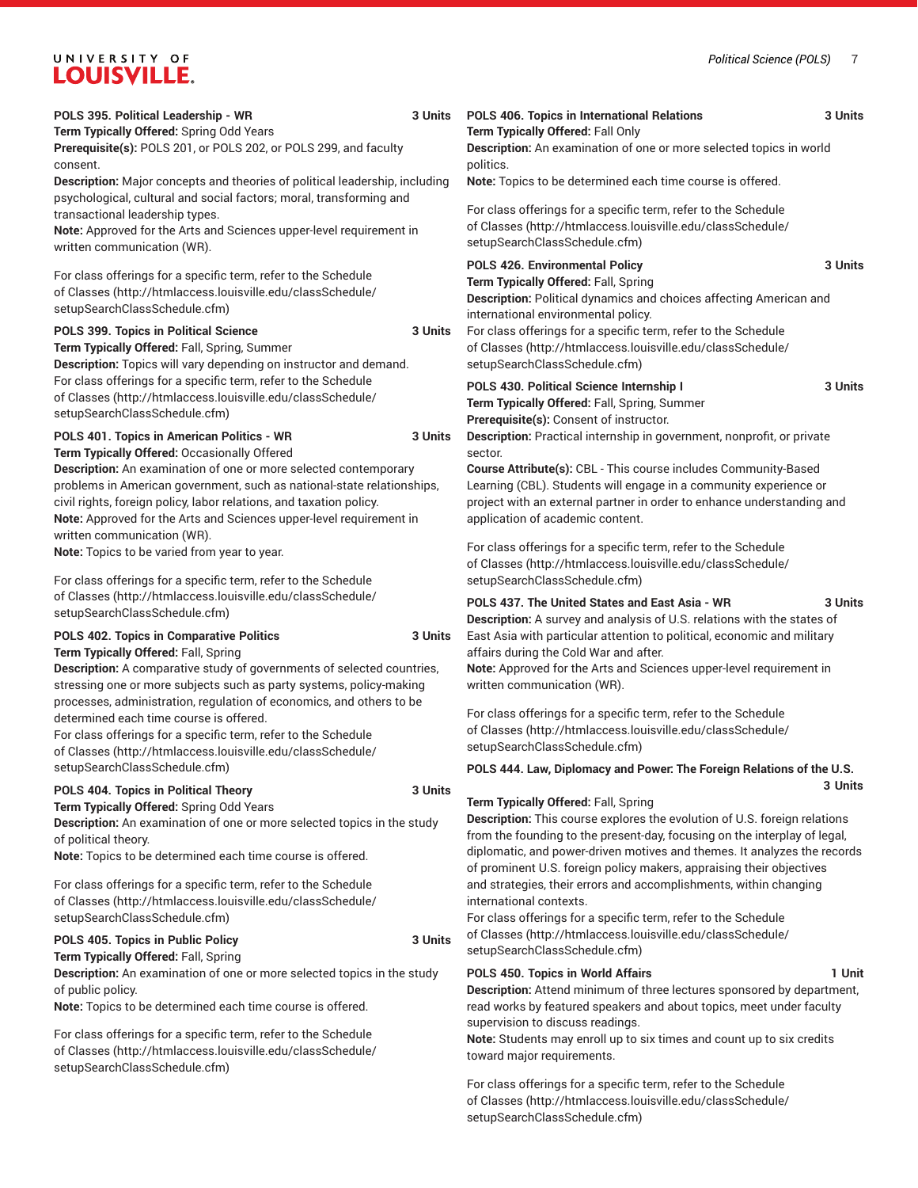**POLS 395. Political Leadership - WR** 3 Units

**Term Typically Offered:** Spring Odd Years

**Prerequisite(s):** POLS 201, or POLS 202, or POLS 299, and faculty consent.

**Description:** Major concepts and theories of political leadership, including psychological, cultural and social factors; moral, transforming and transactional leadership types.

**Note:** Approved for the Arts and Sciences upper-level requirement in written communication (WR).

For class offerings for a specific term, refer to the Schedule of Classes (http://htmlaccess.louisville.edu/classSchedule/setupSearchClassSchedule.cfm)

**POLS 399. Topics in Political Science** 3 Units

**Term Typically Offered:** Fall, Spring, Summer

**Description:** Topics will vary depending on instructor and demand.

For class offerings for a specific term, refer to the Schedule of Classes (http://htmlaccess.louisville.edu/classSchedule/setupSearchClassSchedule.cfm)

**POLS 401. Topics in American Politics - WR** 3 Units

**Term Typically Offered:** Occasionally Offered

**Description:** An examination of one or more selected contemporary problems in American government, such as national-state relationships, civil rights, foreign policy, labor relations, and taxation policy.

**Note:** Approved for the Arts and Sciences upper-level requirement in written communication (WR).

**Note:** Topics to be varied from year to year.

For class offerings for a specific term, refer to the Schedule of Classes (http://htmlaccess.louisville.edu/classSchedule/setupSearchClassSchedule.cfm)

**POLS 402. Topics in Comparative Politics** 3 Units

**Term Typically Offered:** Fall, Spring

**Description:** A comparative study of governments of selected countries, stressing one or more subjects such as party systems, policy-making processes, administration, regulation of economics, and others to be determined each time course is offered.

For class offerings for a specific term, refer to the Schedule of Classes (http://htmlaccess.louisville.edu/classSchedule/setupSearchClassSchedule.cfm)

**POLS 404. Topics in Political Theory** 3 Units

**Term Typically Offered:** Spring Odd Years

**Description:** An examination of one or more selected topics in the study of political theory.

**Note:** Topics to be determined each time course is offered.

For class offerings for a specific term, refer to the Schedule of Classes (http://htmlaccess.louisville.edu/classSchedule/setupSearchClassSchedule.cfm)

**POLS 405. Topics in Public Policy** 3 Units

**Term Typically Offered:** Fall, Spring

**Description:** An examination of one or more selected topics in the study of public policy.

**Note:** Topics to be determined each time course is offered.

For class offerings for a specific term, refer to the Schedule of Classes (http://htmlaccess.louisville.edu/classSchedule/setupSearchClassSchedule.cfm)

**POLS 406. Topics in International Relations** 3 Units

**Term Typically Offered:** Fall Only

**Description:** An examination of one or more selected topics in world politics.

**Note:** Topics to be determined each time course is offered.

For class offerings for a specific term, refer to the Schedule of Classes (http://htmlaccess.louisville.edu/classSchedule/setupSearchClassSchedule.cfm)

**POLS 426. Environmental Policy** 3 Units

**Term Typically Offered:** Fall, Spring

**Description:** Political dynamics and choices affecting American and international environmental policy.

For class offerings for a specific term, refer to the Schedule of Classes (http://htmlaccess.louisville.edu/classSchedule/setupSearchClassSchedule.cfm)

**POLS 430. Political Science Internship I** 3 Units

**Term Typically Offered:** Fall, Spring, Summer

**Prerequisite(s):** Consent of instructor.

**Description:** Practical internship in government, nonprofit, or private sector.

**Course Attribute(s):** CBL - This course includes Community-Based Learning (CBL). Students will engage in a community experience or project with an external partner in order to enhance understanding and application of academic content.

For class offerings for a specific term, refer to the Schedule of Classes (http://htmlaccess.louisville.edu/classSchedule/setupSearchClassSchedule.cfm)

**POLS 437. The United States and East Asia - WR** 3 Units

**Description:** A survey and analysis of U.S. relations with the states of East Asia with particular attention to political, economic and military affairs during the Cold War and after.

**Note:** Approved for the Arts and Sciences upper-level requirement in written communication (WR).

For class offerings for a specific term, refer to the Schedule of Classes (http://htmlaccess.louisville.edu/classSchedule/setupSearchClassSchedule.cfm)

**POLS 444. Law, Diplomacy and Power: The Foreign Relations of the U.S.** 3 Units

**Term Typically Offered:** Fall, Spring

**Description:** This course explores the evolution of U.S. foreign relations from the founding to the present-day, focusing on the interplay of legal, diplomatic, and power-driven motives and themes. It analyzes the records of prominent U.S. foreign policy makers, appraising their objectives and strategies, their errors and accomplishments, within changing international contexts.

For class offerings for a specific term, refer to the Schedule of Classes (http://htmlaccess.louisville.edu/classSchedule/setupSearchClassSchedule.cfm)

**POLS 450. Topics in World Affairs** 1 Unit

**Description:** Attend minimum of three lectures sponsored by department, read works by featured speakers and about topics, meet under faculty supervision to discuss readings.

**Note:** Students may enroll up to six times and count up to six credits toward major requirements.

For class offerings for a specific term, refer to the Schedule of Classes (http://htmlaccess.louisville.edu/classSchedule/setupSearchClassSchedule.cfm)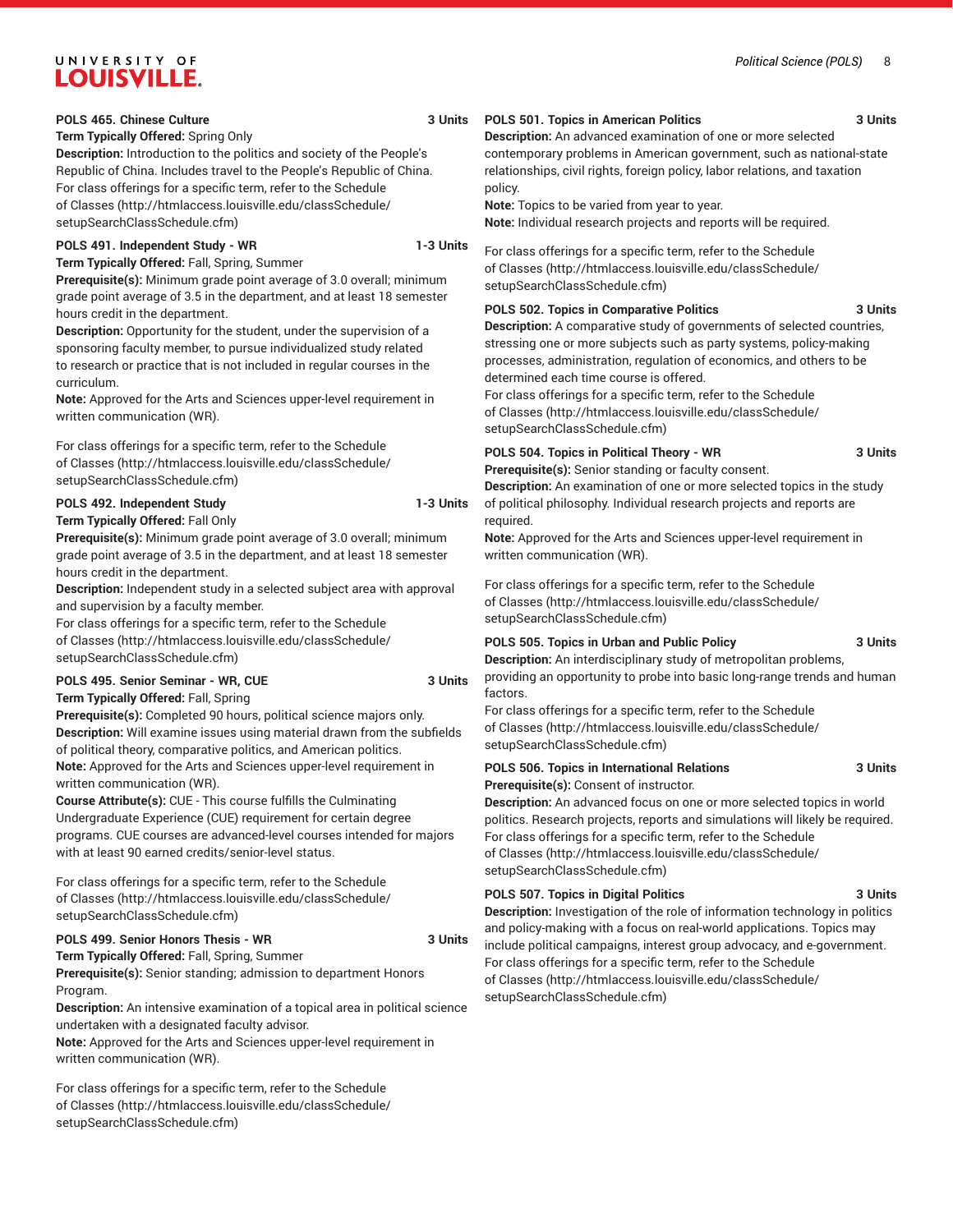### POLS 465. Chinese Culture 3 Units

**Term Typically Offered:** Spring Only

**Description:** Introduction to the politics and society of the People's Republic of China. Includes travel to the People's Republic of China.

For class offerings for a specific term, refer to the Schedule of Classes (http://htmlaccess.louisville.edu/classSchedule/setupSearchClassSchedule.cfm)

### POLS 491. Independent Study - WR 1-3 Units

**Term Typically Offered:** Fall, Spring, Summer

**Prerequisite(s):** Minimum grade point average of 3.0 overall; minimum grade point average of 3.5 in the department, and at least 18 semester hours credit in the department.

**Description:** Opportunity for the student, under the supervision of a sponsoring faculty member, to pursue individualized study related to research or practice that is not included in regular courses in the curriculum.

**Note:** Approved for the Arts and Sciences upper-level requirement in written communication (WR).

For class offerings for a specific term, refer to the Schedule of Classes (http://htmlaccess.louisville.edu/classSchedule/setupSearchClassSchedule.cfm)

### POLS 492. Independent Study 1-3 Units

**Term Typically Offered:** Fall Only

**Prerequisite(s):** Minimum grade point average of 3.0 overall; minimum grade point average of 3.5 in the department, and at least 18 semester hours credit in the department.

**Description:** Independent study in a selected subject area with approval and supervision by a faculty member.

For class offerings for a specific term, refer to the Schedule of Classes (http://htmlaccess.louisville.edu/classSchedule/setupSearchClassSchedule.cfm)

### POLS 495. Senior Seminar - WR, CUE 3 Units

**Term Typically Offered:** Fall, Spring

**Prerequisite(s):** Completed 90 hours, political science majors only.

**Description:** Will examine issues using material drawn from the subfields of political theory, comparative politics, and American politics.

**Note:** Approved for the Arts and Sciences upper-level requirement in written communication (WR).

**Course Attribute(s):** CUE - This course fulfills the Culminating Undergraduate Experience (CUE) requirement for certain degree programs. CUE courses are advanced-level courses intended for majors with at least 90 earned credits/senior-level status.

For class offerings for a specific term, refer to the Schedule of Classes (http://htmlaccess.louisville.edu/classSchedule/setupSearchClassSchedule.cfm)

### POLS 499. Senior Honors Thesis - WR 3 Units

**Term Typically Offered:** Fall, Spring, Summer

**Prerequisite(s):** Senior standing; admission to department Honors Program.

**Description:** An intensive examination of a topical area in political science undertaken with a designated faculty advisor.

**Note:** Approved for the Arts and Sciences upper-level requirement in written communication (WR).

For class offerings for a specific term, refer to the Schedule of Classes (http://htmlaccess.louisville.edu/classSchedule/setupSearchClassSchedule.cfm)

### POLS 501. Topics in American Politics 3 Units

**Description:** An advanced examination of one or more selected contemporary problems in American government, such as national-state relationships, civil rights, foreign policy, labor relations, and taxation policy.

**Note:** Topics to be varied from year to year.

**Note:** Individual research projects and reports will be required.

For class offerings for a specific term, refer to the Schedule of Classes (http://htmlaccess.louisville.edu/classSchedule/setupSearchClassSchedule.cfm)

### POLS 502. Topics in Comparative Politics 3 Units

**Description:** A comparative study of governments of selected countries, stressing one or more subjects such as party systems, policy-making processes, administration, regulation of economics, and others to be determined each time course is offered.

For class offerings for a specific term, refer to the Schedule of Classes (http://htmlaccess.louisville.edu/classSchedule/setupSearchClassSchedule.cfm)

### POLS 504. Topics in Political Theory - WR 3 Units

**Prerequisite(s):** Senior standing or faculty consent.

**Description:** An examination of one or more selected topics in the study of political philosophy. Individual research projects and reports are required.

**Note:** Approved for the Arts and Sciences upper-level requirement in written communication (WR).

For class offerings for a specific term, refer to the Schedule of Classes (http://htmlaccess.louisville.edu/classSchedule/setupSearchClassSchedule.cfm)

### POLS 505. Topics in Urban and Public Policy 3 Units

**Description:** An interdisciplinary study of metropolitan problems, providing an opportunity to probe into basic long-range trends and human factors.

For class offerings for a specific term, refer to the Schedule of Classes (http://htmlaccess.louisville.edu/classSchedule/setupSearchClassSchedule.cfm)

### POLS 506. Topics in International Relations 3 Units

**Prerequisite(s):** Consent of instructor.

**Description:** An advanced focus on one or more selected topics in world politics. Research projects, reports and simulations will likely be required.

For class offerings for a specific term, refer to the Schedule of Classes (http://htmlaccess.louisville.edu/classSchedule/setupSearchClassSchedule.cfm)

### POLS 507. Topics in Digital Politics 3 Units

**Description:** Investigation of the role of information technology in politics and policy-making with a focus on real-world applications. Topics may include political campaigns, interest group advocacy, and e-government.

For class offerings for a specific term, refer to the Schedule of Classes (http://htmlaccess.louisville.edu/classSchedule/setupSearchClassSchedule.cfm)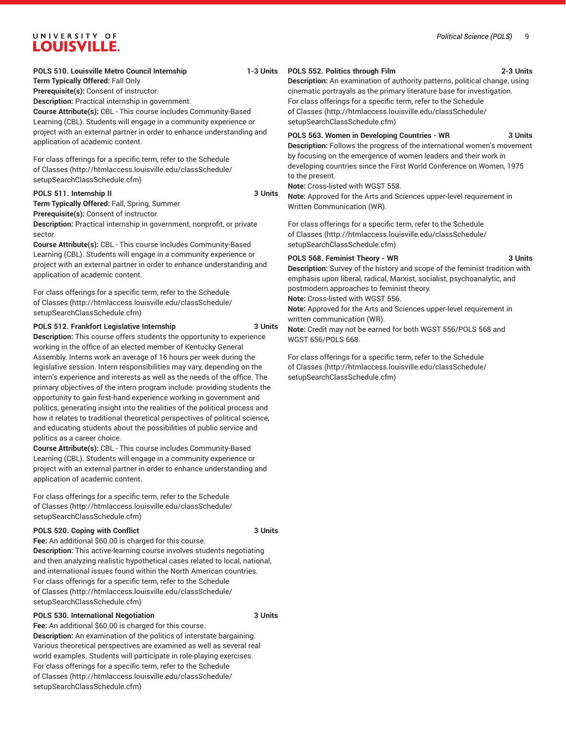**POLS 510. Louisville Metro Council Internship 1-3 Units**

**Term Typically Offered:** Fall Only

**Prerequisite(s):** Consent of instructor.

**Description:** Practical internship in government.

**Course Attribute(s):** CBL - This course includes Community-Based Learning (CBL). Students will engage in a community experience or project with an external partner in order to enhance understanding and application of academic content.

For class offerings for a specific term, refer to the Schedule of Classes (http://htmlaccess.louisville.edu/classSchedule/setupSearchClassSchedule.cfm)

**POLS 511. Internship II 3 Units**

**Term Typically Offered:** Fall, Spring, Summer

**Prerequisite(s):** Consent of instructor.

**Description:** Practical internship in government, nonprofit, or private sector.

**Course Attribute(s):** CBL - This course includes Community-Based Learning (CBL). Students will engage in a community experience or project with an external partner in order to enhance understanding and application of academic content.

For class offerings for a specific term, refer to the Schedule of Classes (http://htmlaccess.louisville.edu/classSchedule/setupSearchClassSchedule.cfm)

**POLS 512. Frankfort Legislative Internship 3 Units**

**Description:** This course offers students the opportunity to experience working in the office of an elected member of Kentucky General Assembly. Interns work an average of 16 hours per week during the legislative session. Intern responsibilities may vary, depending on the intern's experience and interests as well as the needs of the office. The primary objectives of the intern program include: providing students the opportunity to gain first-hand experience working in government and politics, generating insight into the realities of the political process and how it relates to traditional theoretical perspectives of political science, and educating students about the possibilities of public service and politics as a career choice.

**Course Attribute(s):** CBL - This course includes Community-Based Learning (CBL). Students will engage in a community experience or project with an external partner in order to enhance understanding and application of academic content.

For class offerings for a specific term, refer to the Schedule of Classes (http://htmlaccess.louisville.edu/classSchedule/setupSearchClassSchedule.cfm)

**POLS 520. Coping with Conflict 3 Units**

**Fee:** An additional $60.00 is charged for this course.

**Description:** This active-learning course involves students negotiating and then analyzing realistic hypothetical cases related to local, national, and international issues found within the North American countries.
For class offerings for a specific term, refer to the Schedule of Classes (http://htmlaccess.louisville.edu/classSchedule/setupSearchClassSchedule.cfm)

**POLS 530. International Negotiation 3 Units**

**Fee:** An additional $60.00 is charged for this course.

**Description:** An examination of the politics of interstate bargaining. Various theoretical perspectives are examined as well as several real world examples. Students will participate in role-playing exercises.
For class offerings for a specific term, refer to the Schedule of Classes (http://htmlaccess.louisville.edu/classSchedule/setupSearchClassSchedule.cfm)

**POLS 552. Politics through Film 2-3 Units**

**Description:** An examination of authority patterns, political change, using cinematic portrayals as the primary literature base for investigation.
For class offerings for a specific term, refer to the Schedule of Classes (http://htmlaccess.louisville.edu/classSchedule/setupSearchClassSchedule.cfm)

**POLS 563. Women in Developing Countries - WR 3 Units**

**Description:** Follows the progress of the international women's movement by focusing on the emergence of women leaders and their work in developing countries since the First World Conference on Women, 1975 to the present.

**Note:** Cross-listed with WGST 558.

**Note:** Approved for the Arts and Sciences upper-level requirement in Written Communication (WR).

For class offerings for a specific term, refer to the Schedule of Classes (http://htmlaccess.louisville.edu/classSchedule/setupSearchClassSchedule.cfm)

**POLS 568. Feminist Theory - WR 3 Units**

**Description:** Survey of the history and scope of the feminist tradition with emphasis upon liberal, radical, Marxist, socialist, psychoanalytic, and postmodern approaches to feminist theory.

**Note:** Cross-listed with WGST 556.

**Note:** Approved for the Arts and Sciences upper-level requirement in written communication (WR).

**Note:** Credit may not be earned for both WGST 556/POLS 568 and WGST 656/POLS 668.

For class offerings for a specific term, refer to the Schedule of Classes (http://htmlaccess.louisville.edu/classSchedule/setupSearchClassSchedule.cfm)